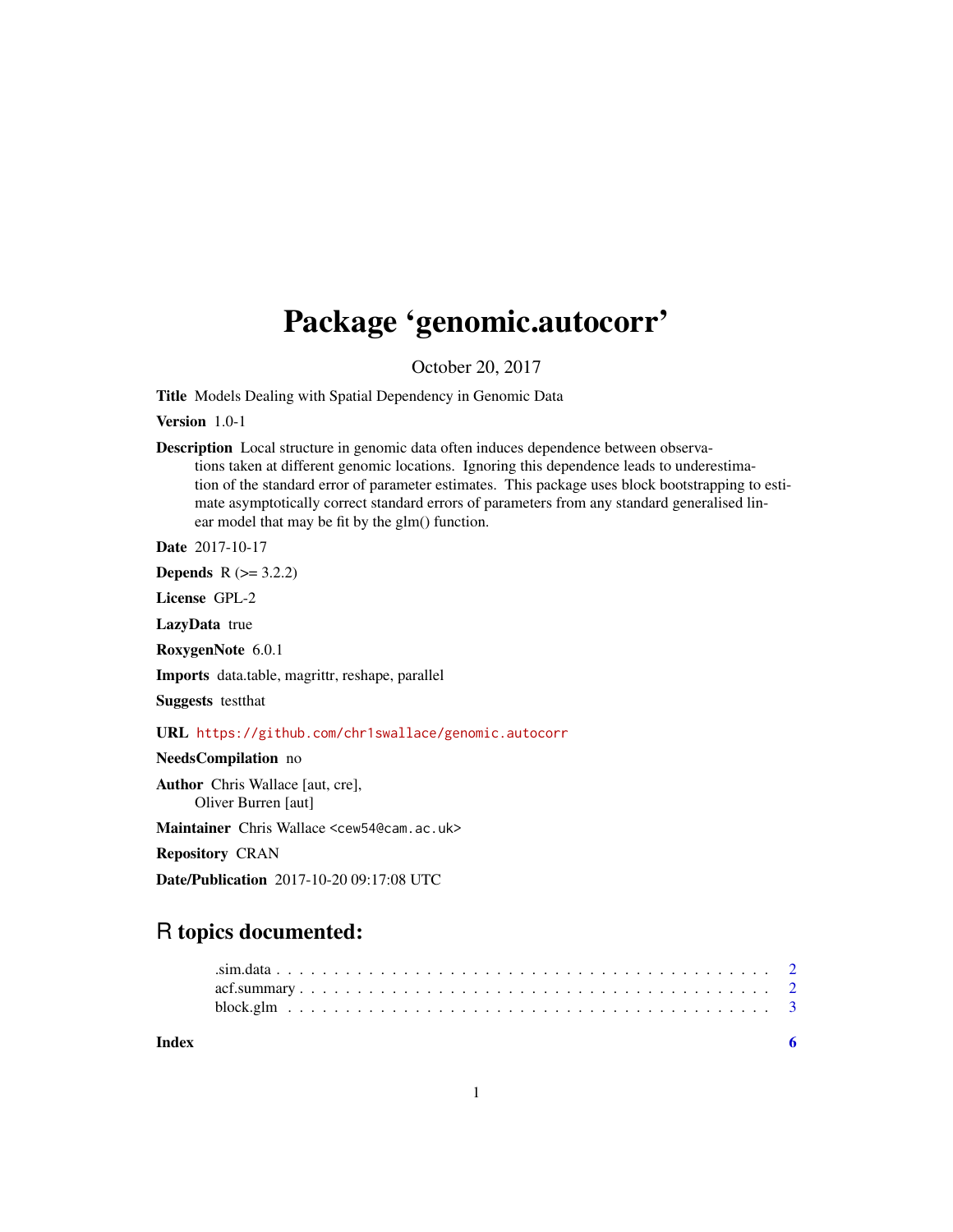# Package 'genomic.autocorr'

October 20, 2017

**Title** Models Dealing with Spatial Dependency in Genomic Data

**Version** 1.0-1

**Description** Local structure in genomic data often induces dependence between observations taken at different genomic locations. Ignoring this dependence leads to underestimation of the standard error of parameter estimates. This package uses block bootstrapping to estimate asymptotically correct standard errors of parameters from any standard generalised linear model that may be fit by the glm() function.

**Date** 2017-10-17

**Depends** R (>= 3.2.2)

**License** GPL-2

**LazyData** true

**RoxygenNote** 6.0.1

**Imports** data.table, magrittr, reshape, parallel

**Suggests** testthat

**URL** https://github.com/chr1swallace/genomic.autocorr

**NeedsCompilation** no

**Author** Chris Wallace [aut, cre], Oliver Burren [aut]

**Maintainer** Chris Wallace <cew54@cam.ac.uk>

**Repository** CRAN

**Date/Publication** 2017-10-20 09:17:08 UTC

## R topics documented:

.sim.data . . . . . . . . . . . . . . . . . . . . . . . . . . . . . . . . . . . . . . . . 2
acf.summary . . . . . . . . . . . . . . . . . . . . . . . . . . . . . . . . . . . . . . 2
block.glm . . . . . . . . . . . . . . . . . . . . . . . . . . . . . . . . . . . . . . . 3

**Index** 6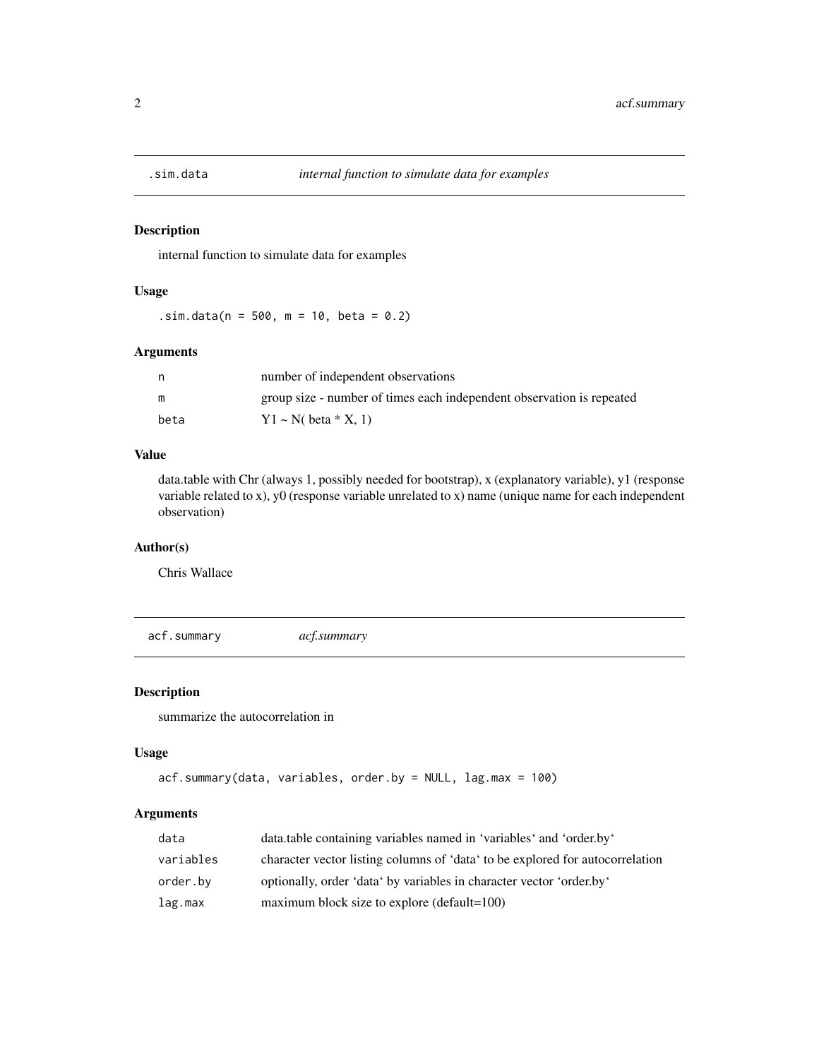## .sim.data *internal function to simulate data for examples*

### Description

internal function to simulate data for examples

### Usage

```
.sim.data(n = 500, m = 10, beta = 0.2)
```

### Arguments

| | |
|---|---|
| n | number of independent observations |
| m | group size - number of times each independent observation is repeated |
| beta | $Y1 \sim N(\text{beta} * X, 1)$ |

### Value

data.table with Chr (always 1, possibly needed for bootstrap), x (explanatory variable), y1 (response variable related to x), y0 (response variable unrelated to x) name (unique name for each independent observation)

### Author(s)

Chris Wallace

## acf.summary *acf.summary*

### Description

summarize the autocorrelation in

### Usage

```
acf.summary(data, variables, order.by = NULL, lag.max = 100)
```

### Arguments

| | |
|---|---|
| data | data.table containing variables named in 'variables' and 'order.by' |
| variables | character vector listing columns of 'data' to be explored for autocorrelation |
| order.by | optionally, order 'data' by variables in character vector 'order.by' |
| lag.max | maximum block size to explore (default=100) |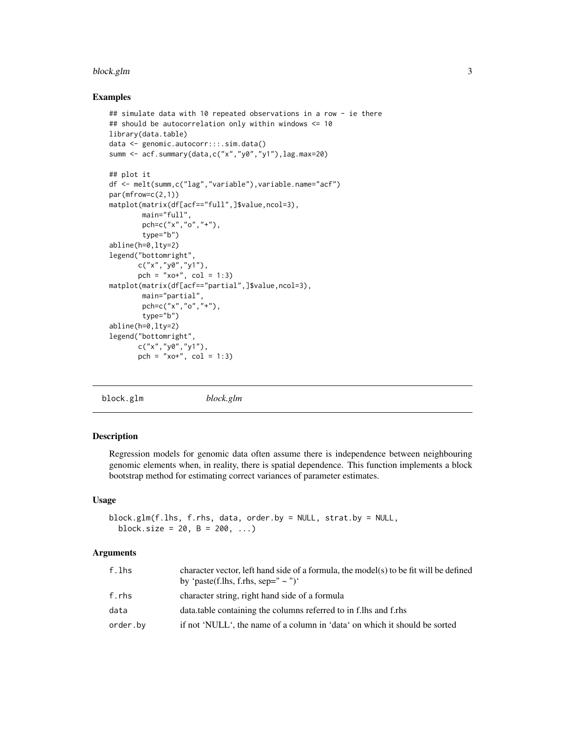## Examples

```
## simulate data with 10 repeated observations in a row - ie there
## should be autocorrelation only within windows <= 10
library(data.table)
data <- genomic.autocorr:::.sim.data()
summ <- acf.summary(data,c("x","y0","y1"),lag.max=20)

## plot it
df <- melt(summ,c("lag","variable"),variable.name="acf")
par(mfrow=c(2,1))
matplot(matrix(df[acf=="full",]$value,ncol=3),
        main="full",
        pch=c("x","o","+"),
        type="b")
abline(h=0,lty=2)
legend("bottomright",
       c("x","y0","y1"),
       pch = "xo+", col = 1:3)
matplot(matrix(df[acf=="partial",]$value,ncol=3),
        main="partial",
        pch=c("x","o","+"),
        type="b")
abline(h=0,lty=2)
legend("bottomright",
       c("x","y0","y1"),
       pch = "xo+", col = 1:3)
```

# block.glm *block.glm*

## Description

Regression models for genomic data often assume there is independence between neighbouring genomic elements when, in reality, there is spatial dependence. This function implements a block bootstrap method for estimating correct variances of parameter estimates.

## Usage

```
block.glm(f.lhs, f.rhs, data, order.by = NULL, strat.by = NULL,
  block.size = 20, B = 200, ...)
```

## Arguments

| | |
|---|---|
| f.lhs | character vector, left hand side of a formula, the model(s) to be fit will be defined by 'paste(f.lhs, f.rhs, sep=" ~ ")' |
| f.rhs | character string, right hand side of a formula |
| data | data.table containing the columns referred to in f.lhs and f.rhs |
| order.by | if not 'NULL', the name of a column in 'data' on which it should be sorted |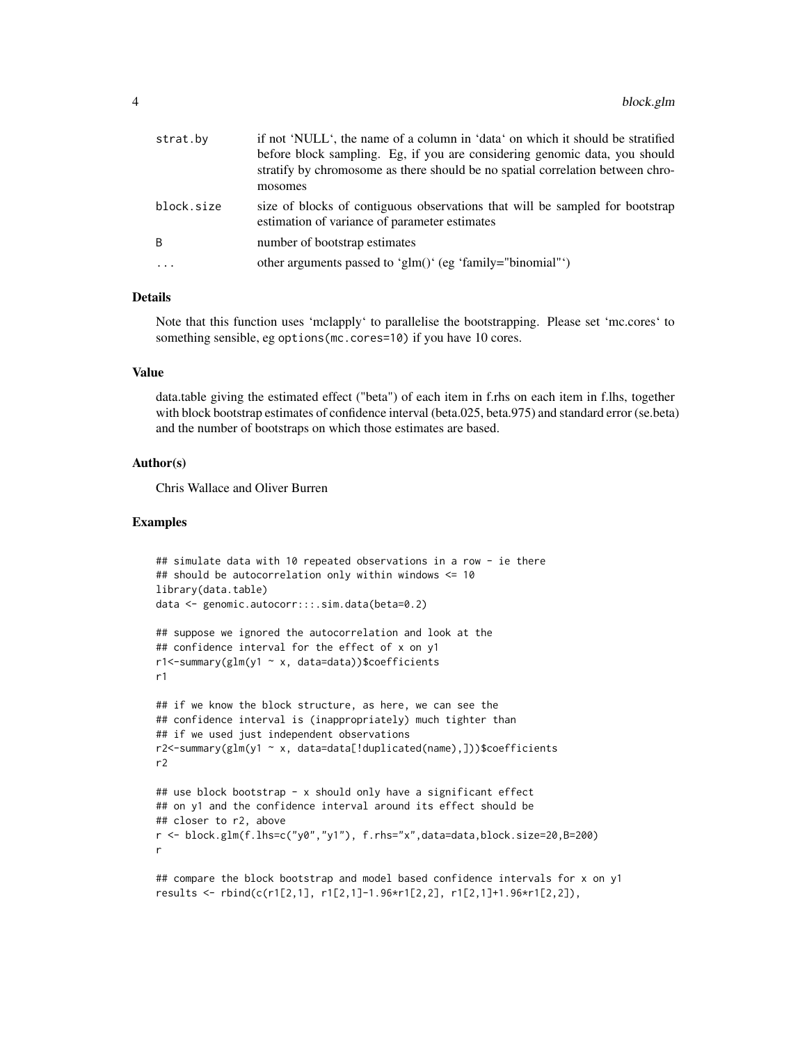| | |
|---|---|
| strat.by | if not 'NULL', the name of a column in 'data' on which it should be stratified before block sampling. Eg, if you are considering genomic data, you should stratify by chromosome as there should be no spatial correlation between chromosomes |
| block.size | size of blocks of contiguous observations that will be sampled for bootstrap estimation of variance of parameter estimates |
| B | number of bootstrap estimates |
| ... | other arguments passed to 'glm()' (eg 'family="binomial"') |

### Details

Note that this function uses 'mclapply' to parallelise the bootstrapping. Please set 'mc.cores' to something sensible, eg `options(mc.cores=10)` if you have 10 cores.

### Value

data.table giving the estimated effect ("beta") of each item in f.rhs on each item in f.lhs, together with block bootstrap estimates of confidence interval (beta.025, beta.975) and standard error (se.beta) and the number of bootstraps on which those estimates are based.

### Author(s)

Chris Wallace and Oliver Burren

### Examples

```
## simulate data with 10 repeated observations in a row - ie there
## should be autocorrelation only within windows <= 10
library(data.table)
data <- genomic.autocorr:::.sim.data(beta=0.2)

## suppose we ignored the autocorrelation and look at the
## confidence interval for the effect of x on y1
r1<-summary(glm(y1 ~ x, data=data))$coefficients
r1

## if we know the block structure, as here, we can see the
## confidence interval is (inappropriately) much tighter than
## if we used just independent observations
r2<-summary(glm(y1 ~ x, data=data[!duplicated(name),]))$coefficients
r2

## use block bootstrap - x should only have a significant effect
## on y1 and the confidence interval around its effect should be
## closer to r2, above
r <- block.glm(f.lhs=c("y0","y1"), f.rhs="x",data=data,block.size=20,B=200)
r

## compare the block bootstrap and model based confidence intervals for x on y1
results <- rbind(c(r1[2,1], r1[2,1]-1.96*r1[2,2], r1[2,1]+1.96*r1[2,2]),
```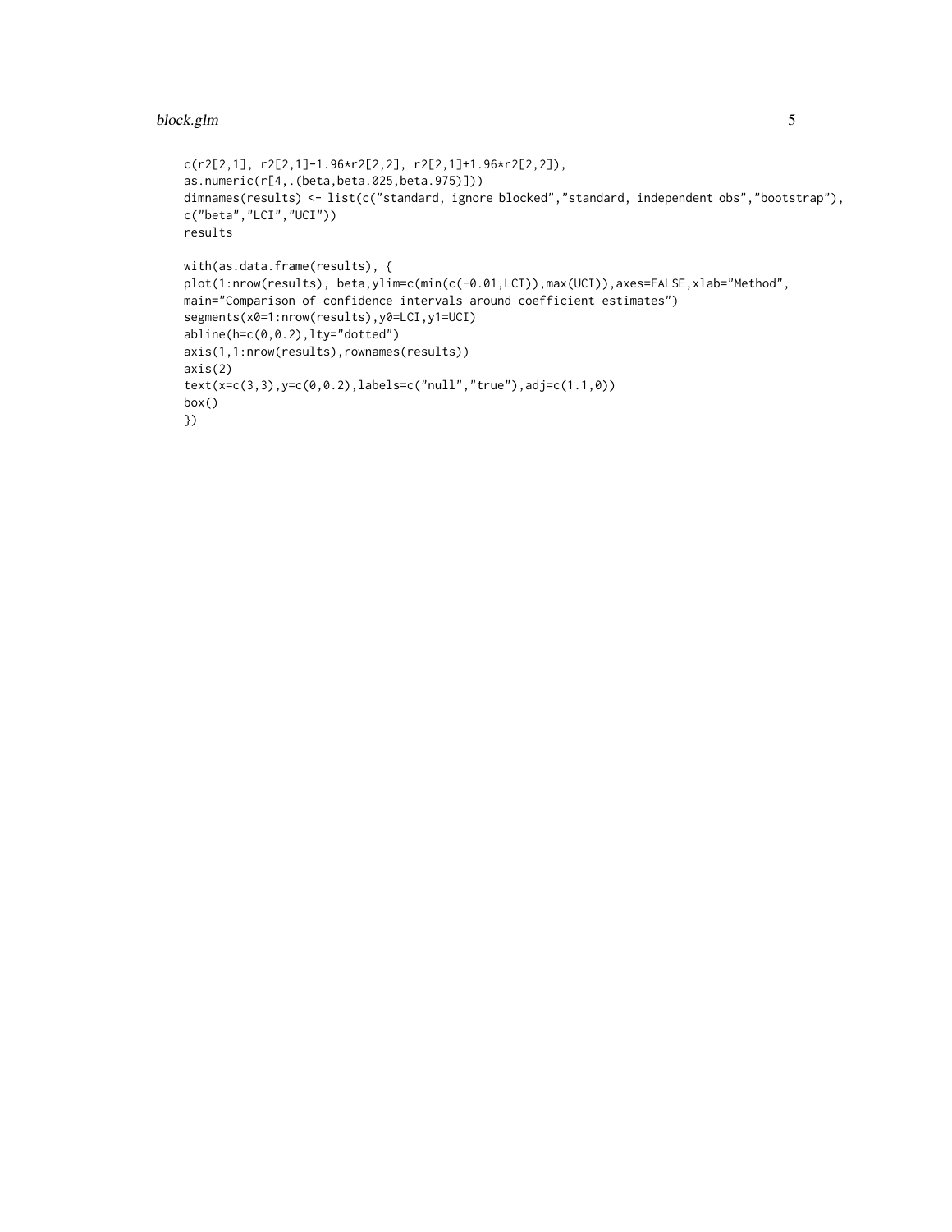```
c(r2[2,1], r2[2,1]-1.96*r2[2,2], r2[2,1]+1.96*r2[2,2]),
as.numeric(r[4,.(beta,beta.025,beta.975)]))
dimnames(results) <- list(c("standard, ignore blocked","standard, independent obs","bootstrap"),
c("beta","LCI","UCI"))
results

with(as.data.frame(results), {
plot(1:nrow(results), beta,ylim=c(min(c(-0.01,LCI)),max(UCI)),axes=FALSE,xlab="Method",
main="Comparison of confidence intervals around coefficient estimates")
segments(x0=1:nrow(results),y0=LCI,y1=UCI)
abline(h=c(0,0.2),lty="dotted")
axis(1,1:nrow(results),rownames(results))
axis(2)
text(x=c(3,3),y=c(0,0.2),labels=c("null","true"),adj=c(1.1,0))
box()
})
```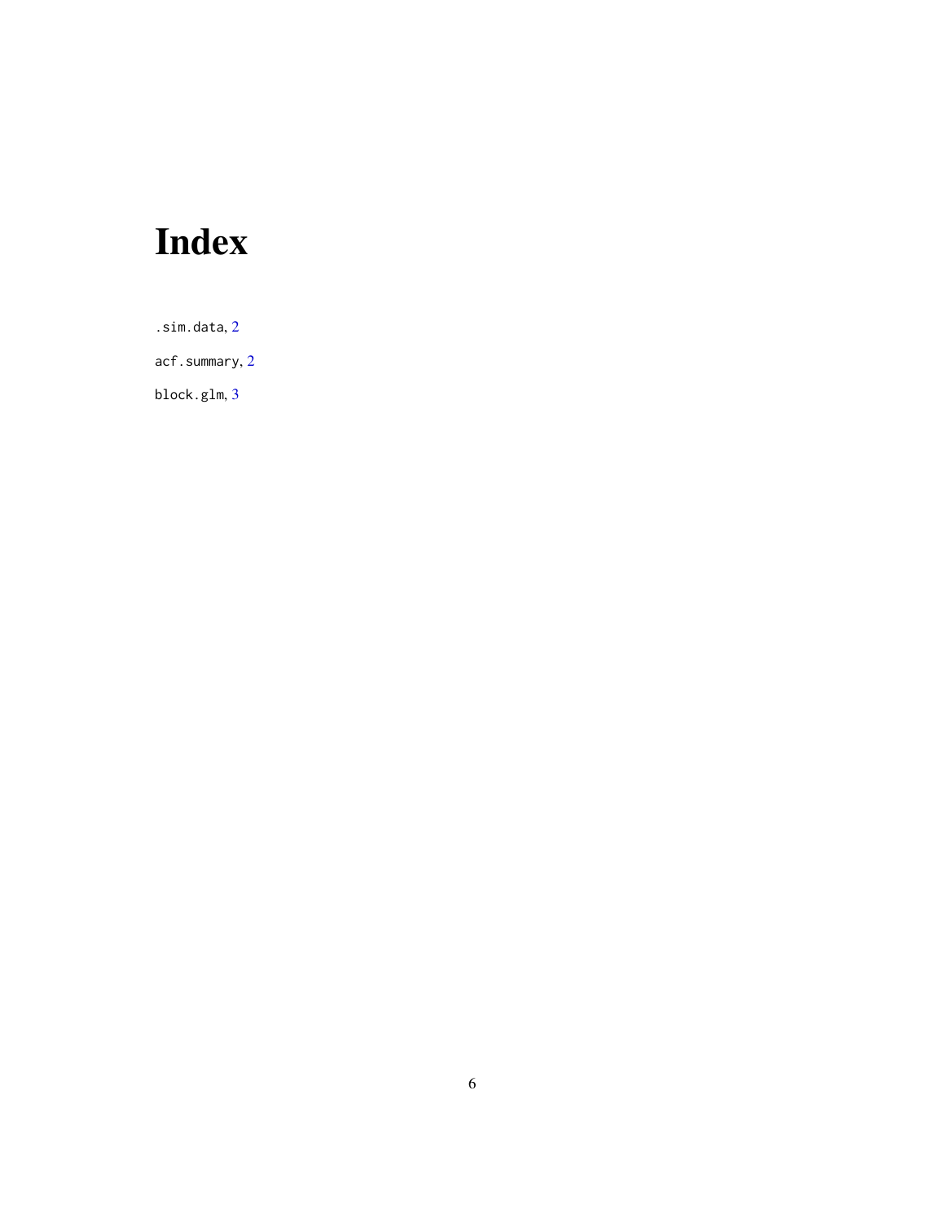# Index

.sim.data, 2

acf.summary, 2

block.glm, 3